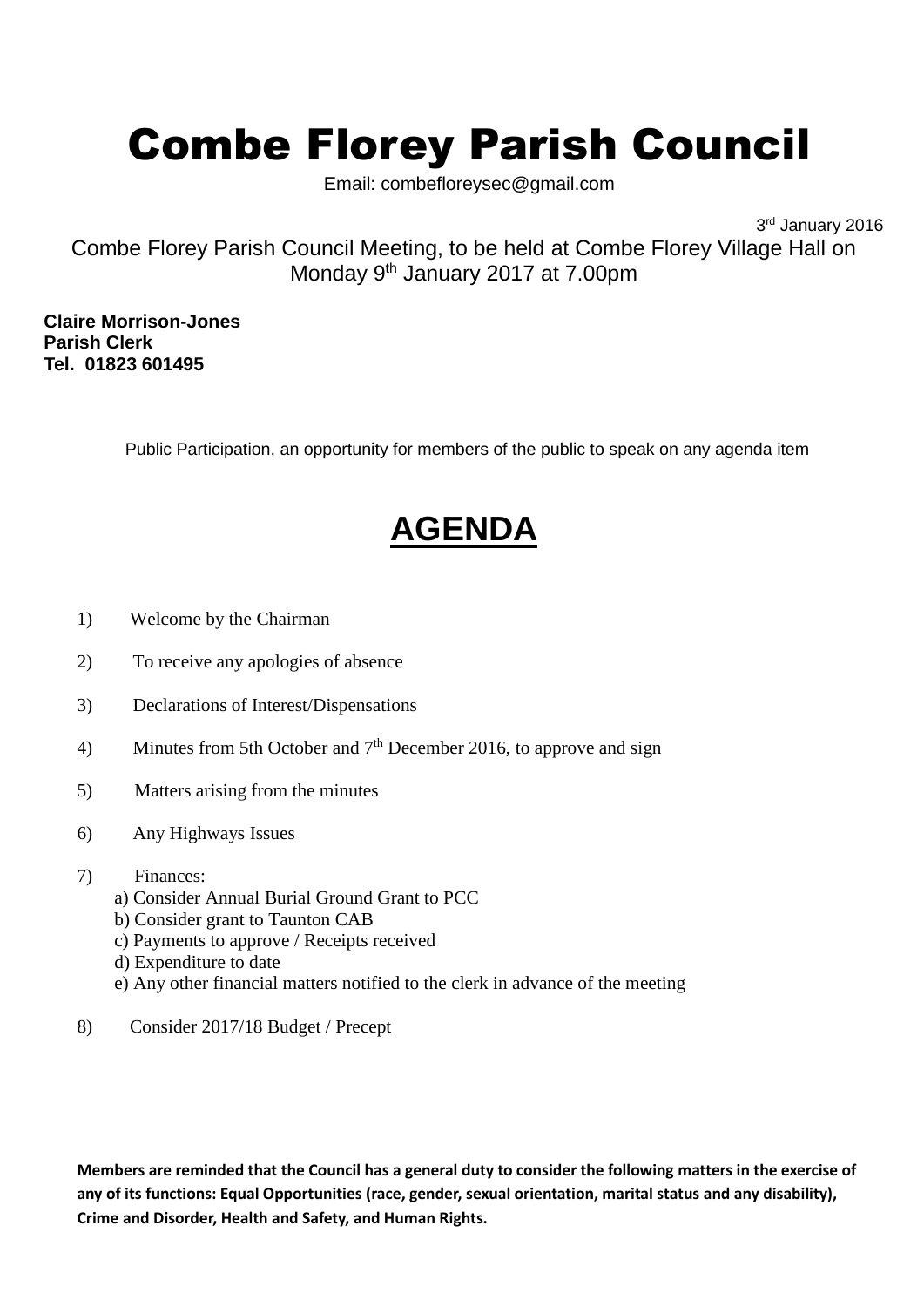# Combe Florey Parish Council

Email: combefloreysec@gmail.com

3rd January 2016

Combe Florey Parish Council Meeting, to be held at Combe Florey Village Hall on Monday 9th January 2017 at 7.00pm

**Claire Morrison-Jones**
**Parish Clerk**
**Tel. 01823 601495**

Public Participation, an opportunity for members of the public to speak on any agenda item

## AGENDA

1) Welcome by the Chairman

2) To receive any apologies of absence

3) Declarations of Interest/Dispensations

4) Minutes from 5th October and 7th December 2016, to approve and sign

5) Matters arising from the minutes

6) Any Highways Issues

7) Finances:
   a) Consider Annual Burial Ground Grant to PCC
   b) Consider grant to Taunton CAB
   c) Payments to approve / Receipts received
   d) Expenditure to date
   e) Any other financial matters notified to the clerk in advance of the meeting

8) Consider 2017/18 Budget / Precept

**Members are reminded that the Council has a general duty to consider the following matters in the exercise of any of its functions: Equal Opportunities (race, gender, sexual orientation, marital status and any disability), Crime and Disorder, Health and Safety, and Human Rights.**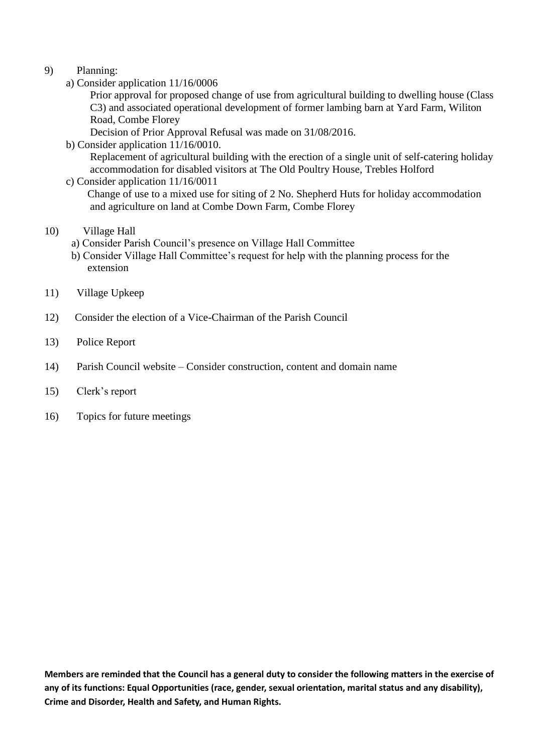9) Planning:

   a) Consider application 11/16/0006

      Prior approval for proposed change of use from agricultural building to dwelling house (Class C3) and associated operational development of former lambing barn at Yard Farm, Wiliton Road, Combe Florey

      Decision of Prior Approval Refusal was made on 31/08/2016.

   b) Consider application 11/16/0010.

      Replacement of agricultural building with the erection of a single unit of self-catering holiday accommodation for disabled visitors at The Old Poultry House, Trebles Holford

   c) Consider application 11/16/0011

      Change of use to a mixed use for siting of 2 No. Shepherd Huts for holiday accommodation and agriculture on land at Combe Down Farm, Combe Florey

10) Village Hall

   a) Consider Parish Council's presence on Village Hall Committee

   b) Consider Village Hall Committee's request for help with the planning process for the extension

11) Village Upkeep

12) Consider the election of a Vice-Chairman of the Parish Council

13) Police Report

14) Parish Council website – Consider construction, content and domain name

15) Clerk's report

16) Topics for future meetings

**Members are reminded that the Council has a general duty to consider the following matters in the exercise of any of its functions: Equal Opportunities (race, gender, sexual orientation, marital status and any disability), Crime and Disorder, Health and Safety, and Human Rights.**